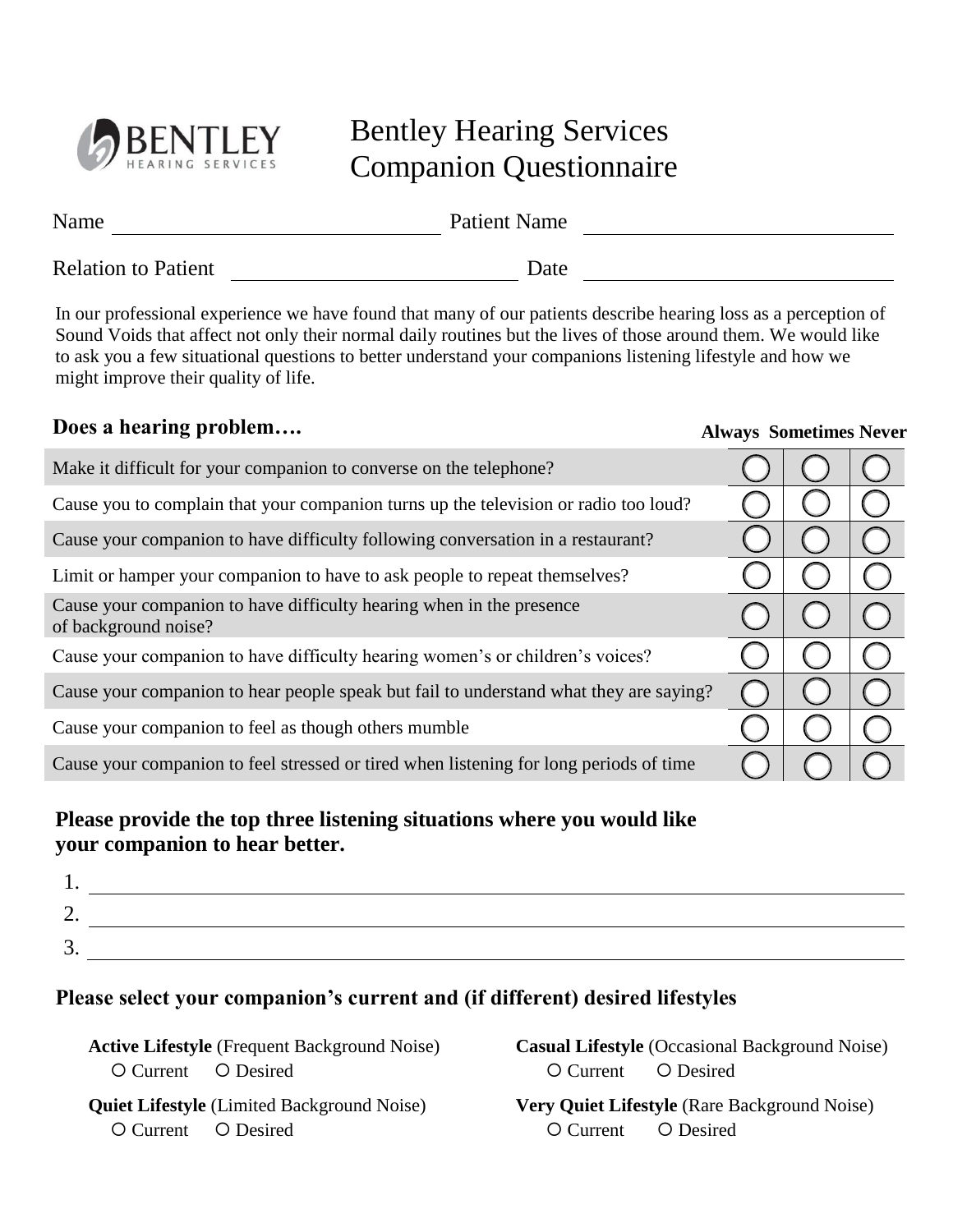# Bentley Hearing Services Companion Questionnaire

Name ______________________ Patient Name ______________________

Relation to Patient ______________________ Date ______________________

In our professional experience we have found that many of our patients describe hearing loss as a perception of Sound Voids that affect not only their normal daily routines but the lives of those around them. We would like to ask you a few situational questions to better understand your companions listening lifestyle and how we might improve their quality of life.

## Does a hearing problem….

| | Always | Sometimes | Never |
|---|---|---|---|
| Make it difficult for your companion to converse on the telephone? | ○ | ○ | ○ |
| Cause you to complain that your companion turns up the television or radio too loud? | ○ | ○ | ○ |
| Cause your companion to have difficulty following conversation in a restaurant? | ○ | ○ | ○ |
| Limit or hamper your companion to have to ask people to repeat themselves? | ○ | ○ | ○ |
| Cause your companion to have difficulty hearing when in the presence of background noise? | ○ | ○ | ○ |
| Cause your companion to have difficulty hearing women's or children's voices? | ○ | ○ | ○ |
| Cause your companion to hear people speak but fail to understand what they are saying? | ○ | ○ | ○ |
| Cause your companion to feel as though others mumble | ○ | ○ | ○ |
| Cause your companion to feel stressed or tired when listening for long periods of time | ○ | ○ | ○ |

## Please provide the top three listening situations where you would like your companion to hear better.

1. ______________________
2. ______________________
3. ______________________

## Please select your companion's current and (if different) desired lifestyles

**Active Lifestyle** (Frequent Background Noise)
○ Current ○ Desired

**Casual Lifestyle** (Occasional Background Noise)
○ Current ○ Desired

**Quiet Lifestyle** (Limited Background Noise)
○ Current ○ Desired

**Very Quiet Lifestyle** (Rare Background Noise)
○ Current ○ Desired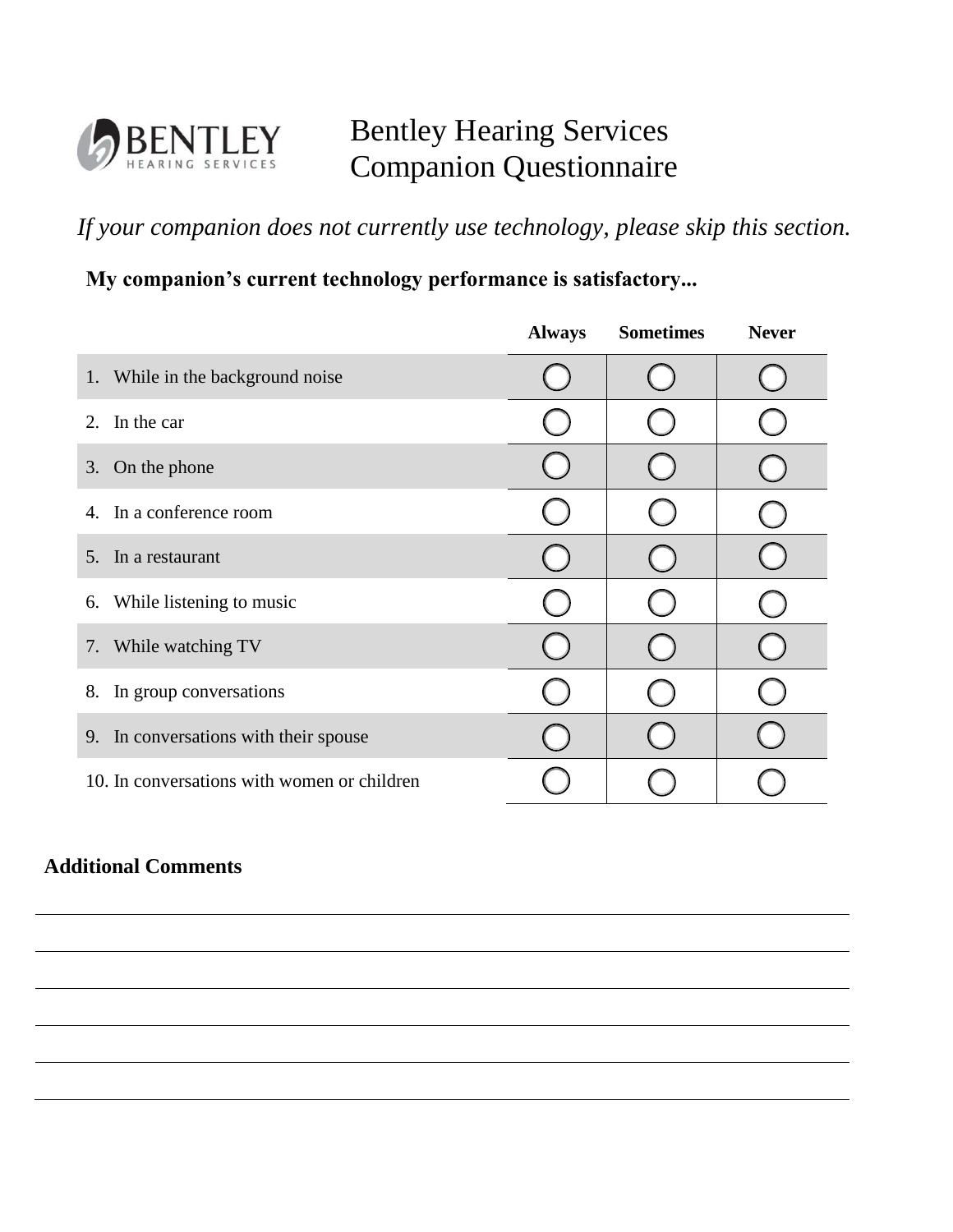# Bentley Hearing Services Companion Questionnaire

*If your companion does not currently use technology, please skip this section.*

**My companion's current technology performance is satisfactory...**

| | Always | Sometimes | Never |
|---|---|---|---|
| 1. While in the background noise | ◯ | ◯ | ◯ |
| 2. In the car | ◯ | ◯ | ◯ |
| 3. On the phone | ◯ | ◯ | ◯ |
| 4. In a conference room | ◯ | ◯ | ◯ |
| 5. In a restaurant | ◯ | ◯ | ◯ |
| 6. While listening to music | ◯ | ◯ | ◯ |
| 7. While watching TV | ◯ | ◯ | ◯ |
| 8. In group conversations | ◯ | ◯ | ◯ |
| 9. In conversations with their spouse | ◯ | ◯ | ◯ |
| 10. In conversations with women or children | ◯ | ◯ | ◯ |

**Additional Comments**

___

___

___

___

___